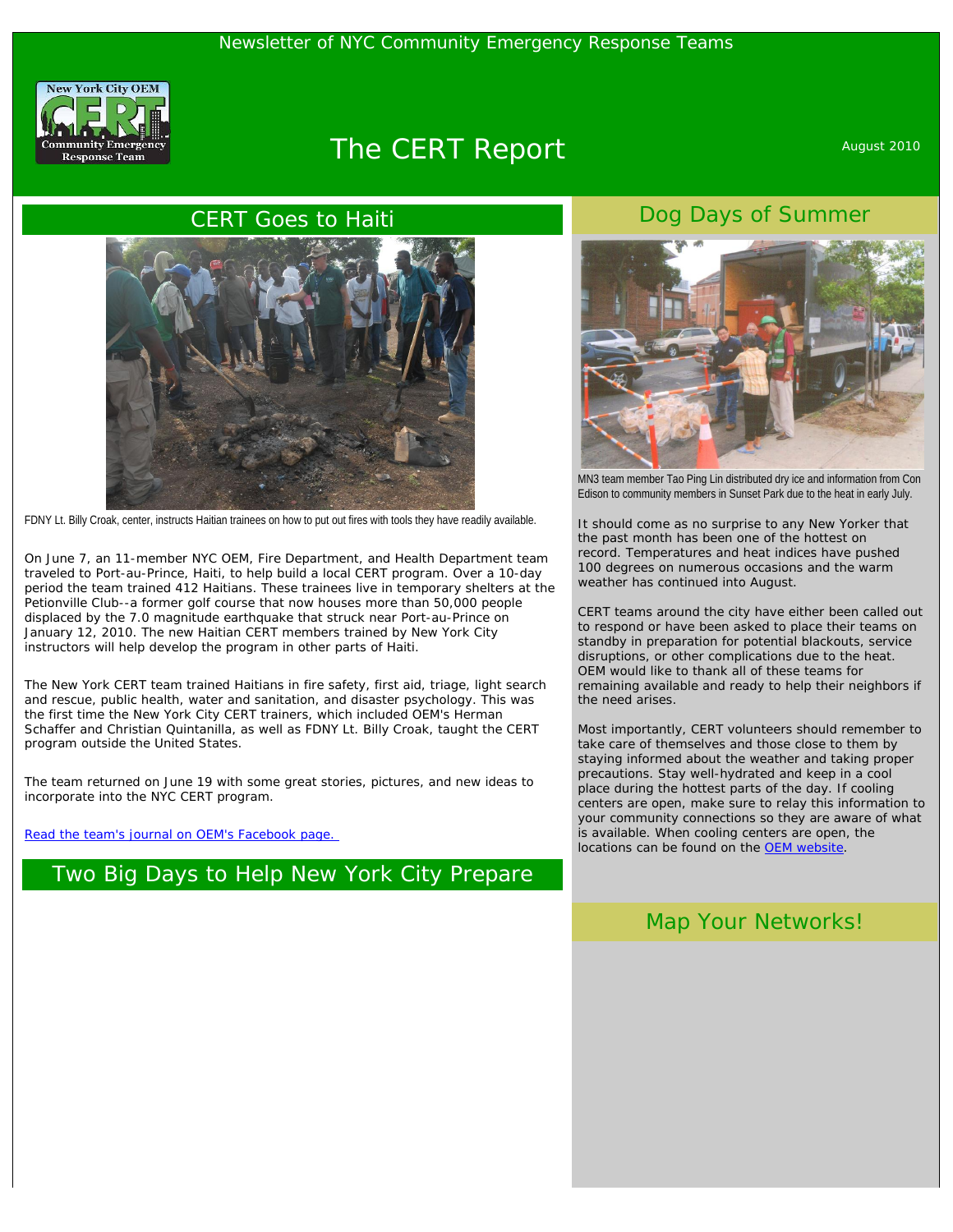Newsletter of NYC Community Emergency Response Teams

# The CERT Report

August 2010

## CERT Goes to Haiti

FDNY Lt. Billy Croak, center, instructs Haitian trainees on how to put out fires with tools they have readily available.

On June 7, an 11-member NYC OEM, Fire Department, and Health Department team traveled to Port-au-Prince, Haiti, to help build a local CERT program. Over a 10-day period the team trained 412 Haitians. These trainees live in temporary shelters at the Petionville Club--a former golf course that now houses more than 50,000 people displaced by the 7.0 magnitude earthquake that struck near Port-au-Prince on January 12, 2010. The new Haitian CERT members trained by New York City instructors will help develop the program in other parts of Haiti.

The New York CERT team trained Haitians in fire safety, first aid, triage, light search and rescue, public health, water and sanitation, and disaster psychology. This was the first time the New York City CERT trainers, which included OEM's Herman Schaffer and Christian Quintanilla, as well as FDNY Lt. Billy Croak, taught the CERT program outside the United States.

The team returned on June 19 with some great stories, pictures, and new ideas to incorporate into the NYC CERT program.

[Read the team's journal on OEM's Facebook page.]

## Two Big Days to Help New York City Prepare

## Dog Days of Summer

MN3 team member Tao Ping Lin distributed dry ice and information from Con Edison to community members in Sunset Park due to the heat in early July.

It should come as no surprise to any New Yorker that the past month has been one of the hottest on record. Temperatures and heat indices have pushed 100 degrees on numerous occasions and the warm weather has continued into August.

CERT teams around the city have either been called out to respond or have been asked to place their teams on standby in preparation for potential blackouts, service disruptions, or other complications due to the heat. OEM would like to thank all of these teams for remaining available and ready to help their neighbors if the need arises.

Most importantly, CERT volunteers should remember to take care of themselves and those close to them by staying informed about the weather and taking proper precautions. Stay well-hydrated and keep in a cool place during the hottest parts of the day. If cooling centers are open, make sure to relay this information to your community connections so they are aware of what is available. When cooling centers are open, the locations can be found on the [OEM website].

## Map Your Networks!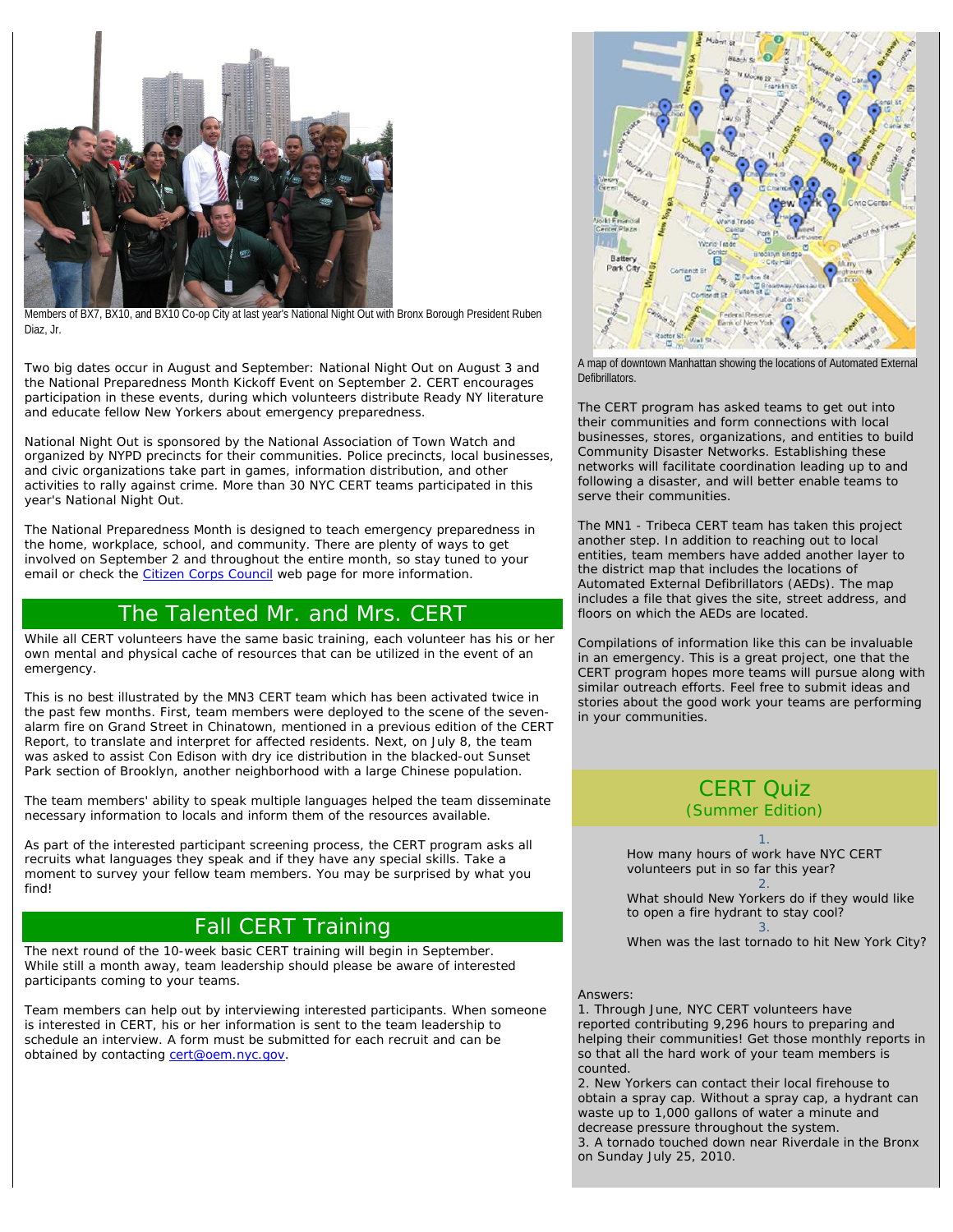Members of BX7, BX10, and BX10 Co-op City at last year's National Night Out with Bronx Borough President Ruben Diaz, Jr.

Two big dates occur in August and September: National Night Out on August 3 and the National Preparedness Month Kickoff Event on September 2. CERT encourages participation in these events, during which volunteers distribute Ready NY literature and educate fellow New Yorkers about emergency preparedness.

National Night Out is sponsored by the National Association of Town Watch and organized by NYPD precincts for their communities. Police precincts, local businesses, and civic organizations take part in games, information distribution, and other activities to rally against crime. More than 30 NYC CERT teams participated in this year's National Night Out.

The National Preparedness Month is designed to teach emergency preparedness in the home, workplace, school, and community. There are plenty of ways to get involved on September 2 and throughout the entire month, so stay tuned to your email or check the Citizen Corps Council web page for more information.

## The Talented Mr. and Mrs. CERT

While all CERT volunteers have the same basic training, each volunteer has his or her own mental and physical cache of resources that can be utilized in the event of an emergency.

This is no best illustrated by the MN3 CERT team which has been activated twice in the past few months. First, team members were deployed to the scene of the seven-alarm fire on Grand Street in Chinatown, mentioned in a previous edition of the CERT Report, to translate and interpret for affected residents. Next, on July 8, the team was asked to assist Con Edison with dry ice distribution in the blacked-out Sunset Park section of Brooklyn, another neighborhood with a large Chinese population.

The team members' ability to speak multiple languages helped the team disseminate necessary information to locals and inform them of the resources available.

As part of the interested participant screening process, the CERT program asks all recruits what languages they speak and if they have any special skills. Take a moment to survey your fellow team members. You may be surprised by what you find!

## Fall CERT Training

The next round of the 10-week basic CERT training will begin in September. While still a month away, team leadership should please be aware of interested participants coming to your teams.

Team members can help out by interviewing interested participants. When someone is interested in CERT, his or her information is sent to the team leadership to schedule an interview. A form must be submitted for each recruit and can be obtained by contacting cert@oem.nyc.gov.

A map of downtown Manhattan showing the locations of Automated External Defibrillators.

The CERT program has asked teams to get out into their communities and form connections with local businesses, stores, organizations, and entities to build Community Disaster Networks. Establishing these networks will facilitate coordination leading up to and following a disaster, and will better enable teams to serve their communities.

The MN1 - Tribeca CERT team has taken this project another step. In addition to reaching out to local entities, team members have added another layer to the district map that includes the locations of Automated External Defibrillators (AEDs). The map includes a file that gives the site, street address, and floors on which the AEDs are located.

Compilations of information like this can be invaluable in an emergency. This is a great project, one that the CERT program hopes more teams will pursue along with similar outreach efforts. Feel free to submit ideas and stories about the good work your teams are performing in your communities.

## CERT Quiz
### (Summer Edition)

1.
How many hours of work have NYC CERT volunteers put in so far this year?

2.
What should New Yorkers do if they would like to open a fire hydrant to stay cool?

3.
When was the last tornado to hit New York City?

Answers:
1. Through June, NYC CERT volunteers have reported contributing 9,296 hours to preparing and helping their communities! Get those monthly reports in so that all the hard work of your team members is counted.
2. New Yorkers can contact their local firehouse to obtain a spray cap. Without a spray cap, a hydrant can waste up to 1,000 gallons of water a minute and decrease pressure throughout the system.
3. A tornado touched down near Riverdale in the Bronx on Sunday July 25, 2010.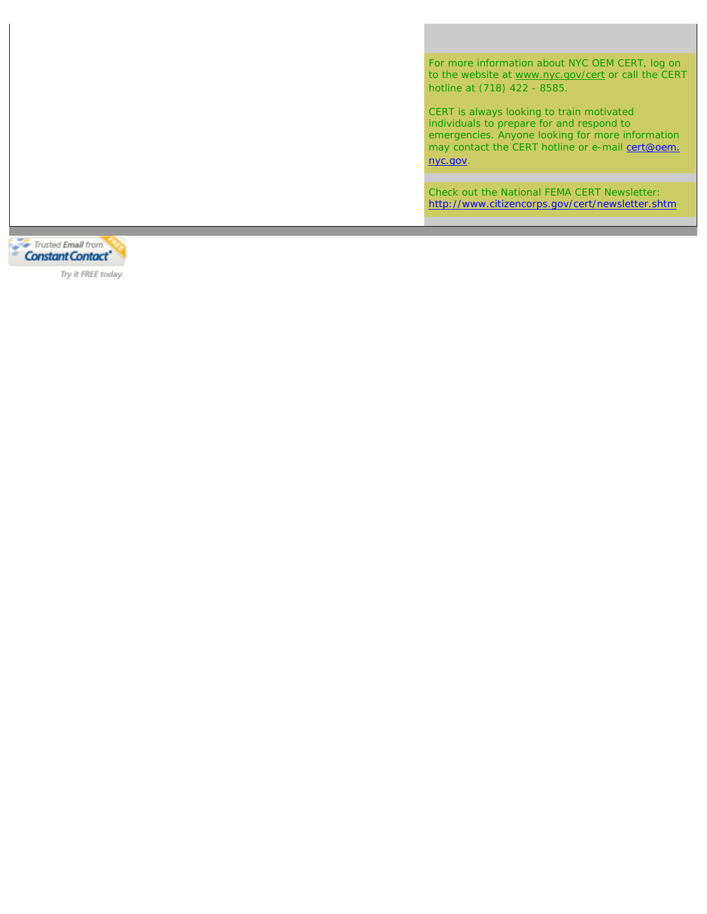For more information about NYC OEM CERT, log on to the website at www.nyc.gov/cert or call the CERT hotline at (718) 422 - 8585.

CERT is always looking to train motivated individuals to prepare for and respond to emergencies. Anyone looking for more information may contact the CERT hotline or e-mail cert@oem.nyc.gov.

Check out the National FEMA CERT Newsletter: http://www.citizencorps.gov/cert/newsletter.shtm

Trusted Email from Constant Contact

Try it FREE today.